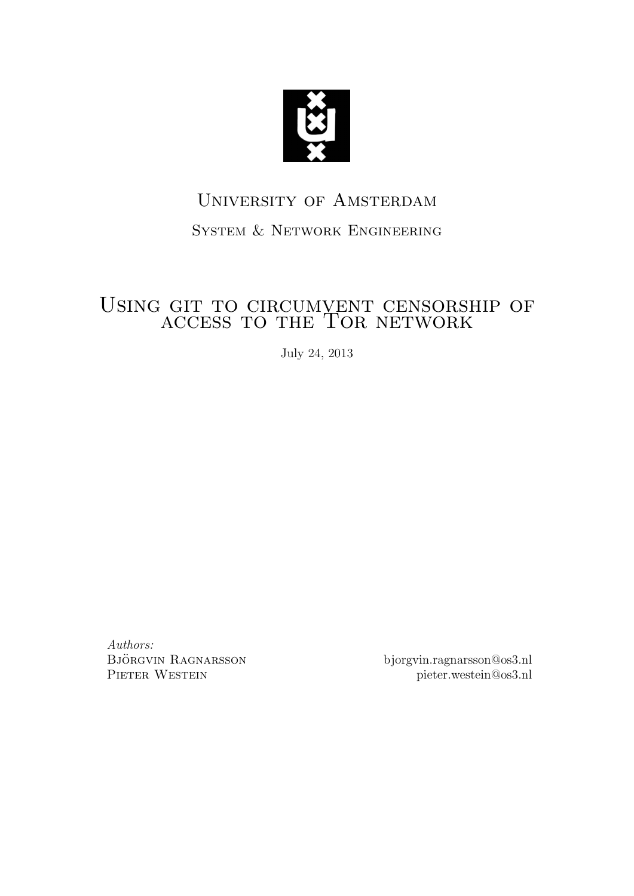University of Amsterdam

System & Network Engineering

# Using git to circumvent censorship of access to the Tor network

July 24, 2013

*Authors:*

Björgvin Ragnarsson — bjorgvin.ragnarsson@os3.nl

Pieter Westein — pieter.westein@os3.nl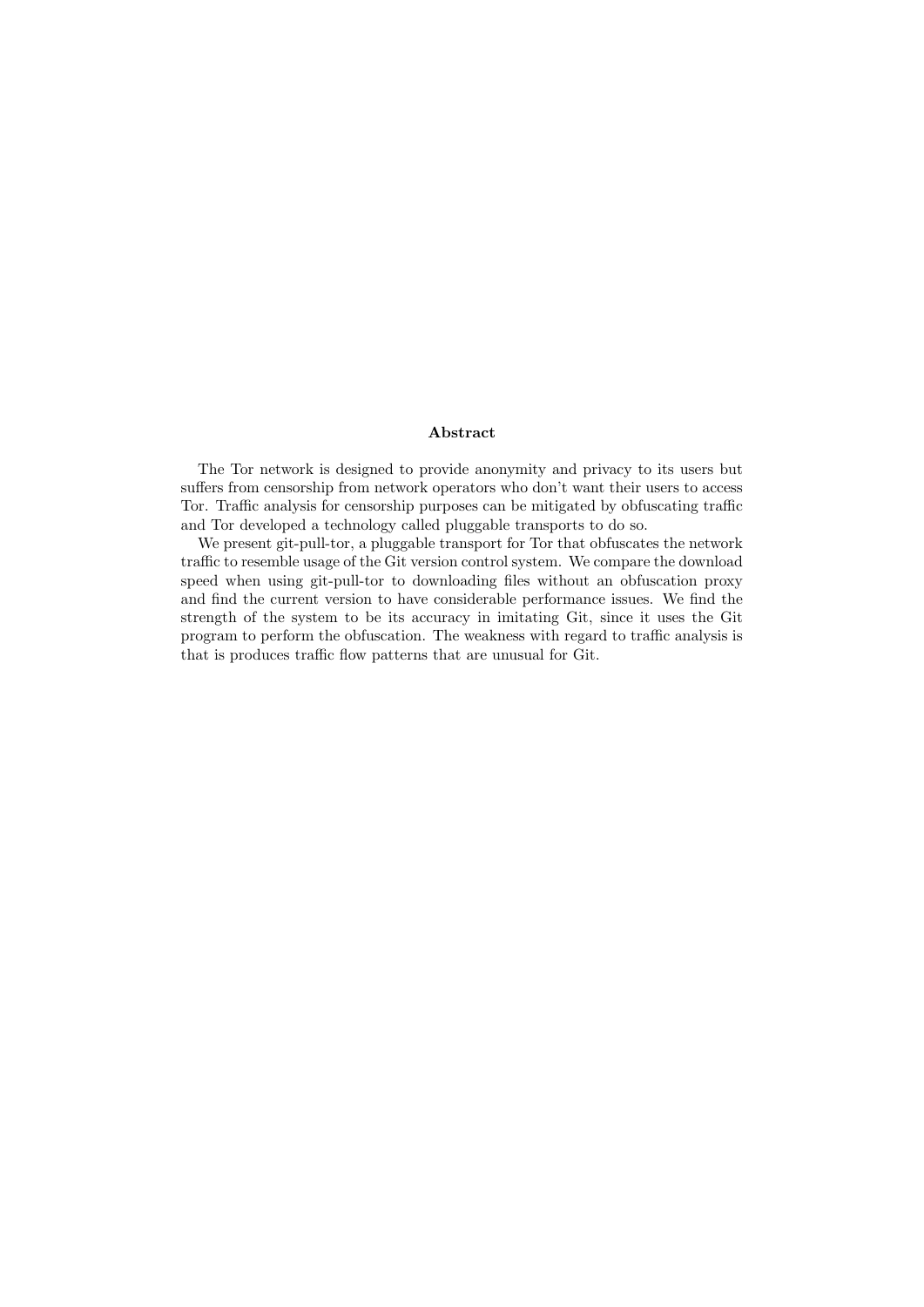## Abstract

The Tor network is designed to provide anonymity and privacy to its users but suffers from censorship from network operators who don't want their users to access Tor. Traffic analysis for censorship purposes can be mitigated by obfuscating traffic and Tor developed a technology called pluggable transports to do so.

We present git-pull-tor, a pluggable transport for Tor that obfuscates the network traffic to resemble usage of the Git version control system. We compare the download speed when using git-pull-tor to downloading files without an obfuscation proxy and find the current version to have considerable performance issues. We find the strength of the system to be its accuracy in imitating Git, since it uses the Git program to perform the obfuscation. The weakness with regard to traffic analysis is that is produces traffic flow patterns that are unusual for Git.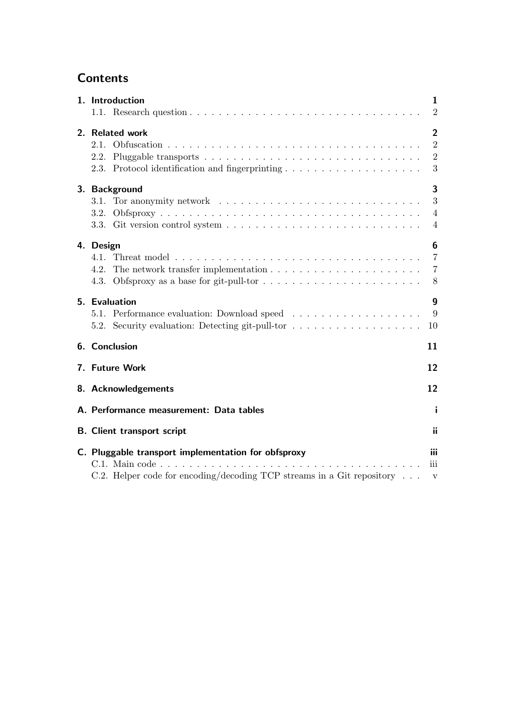# Contents

**1. Introduction** **1**
- 1.1. Research question . . . . . . . . . . . . . . . . . . . . . . . . . . . . . . . 2

**2. Related work** **2**
- 2.1. Obfuscation . . . . . . . . . . . . . . . . . . . . . . . . . . . . . . . . . . . 2
- 2.2. Pluggable transports . . . . . . . . . . . . . . . . . . . . . . . . . . . . . 2
- 2.3. Protocol identification and fingerprinting . . . . . . . . . . . . . . . . . . 3

**3. Background** **3**
- 3.1. Tor anonymity network . . . . . . . . . . . . . . . . . . . . . . . . . . . . 3
- 3.2. Obfsproxy . . . . . . . . . . . . . . . . . . . . . . . . . . . . . . . . . . . 4
- 3.3. Git version control system . . . . . . . . . . . . . . . . . . . . . . . . . . 4

**4. Design** **6**
- 4.1. Threat model . . . . . . . . . . . . . . . . . . . . . . . . . . . . . . . . . 7
- 4.2. The network transfer implementation . . . . . . . . . . . . . . . . . . . . 7
- 4.3. Obfsproxy as a base for git-pull-tor . . . . . . . . . . . . . . . . . . . . . 8

**5. Evaluation** **9**
- 5.1. Performance evaluation: Download speed . . . . . . . . . . . . . . . . . . 9
- 5.2. Security evaluation: Detecting git-pull-tor . . . . . . . . . . . . . . . . . 10

**6. Conclusion** **11**

**7. Future Work** **12**

**8. Acknowledgements** **12**

**A. Performance measurement: Data tables** **i**

**B. Client transport script** **ii**

**C. Pluggable transport implementation for obfsproxy** **iii**
- C.1. Main code . . . . . . . . . . . . . . . . . . . . . . . . . . . . . . . . . . . iii
- C.2. Helper code for encoding/decoding TCP streams in a Git repository . . . v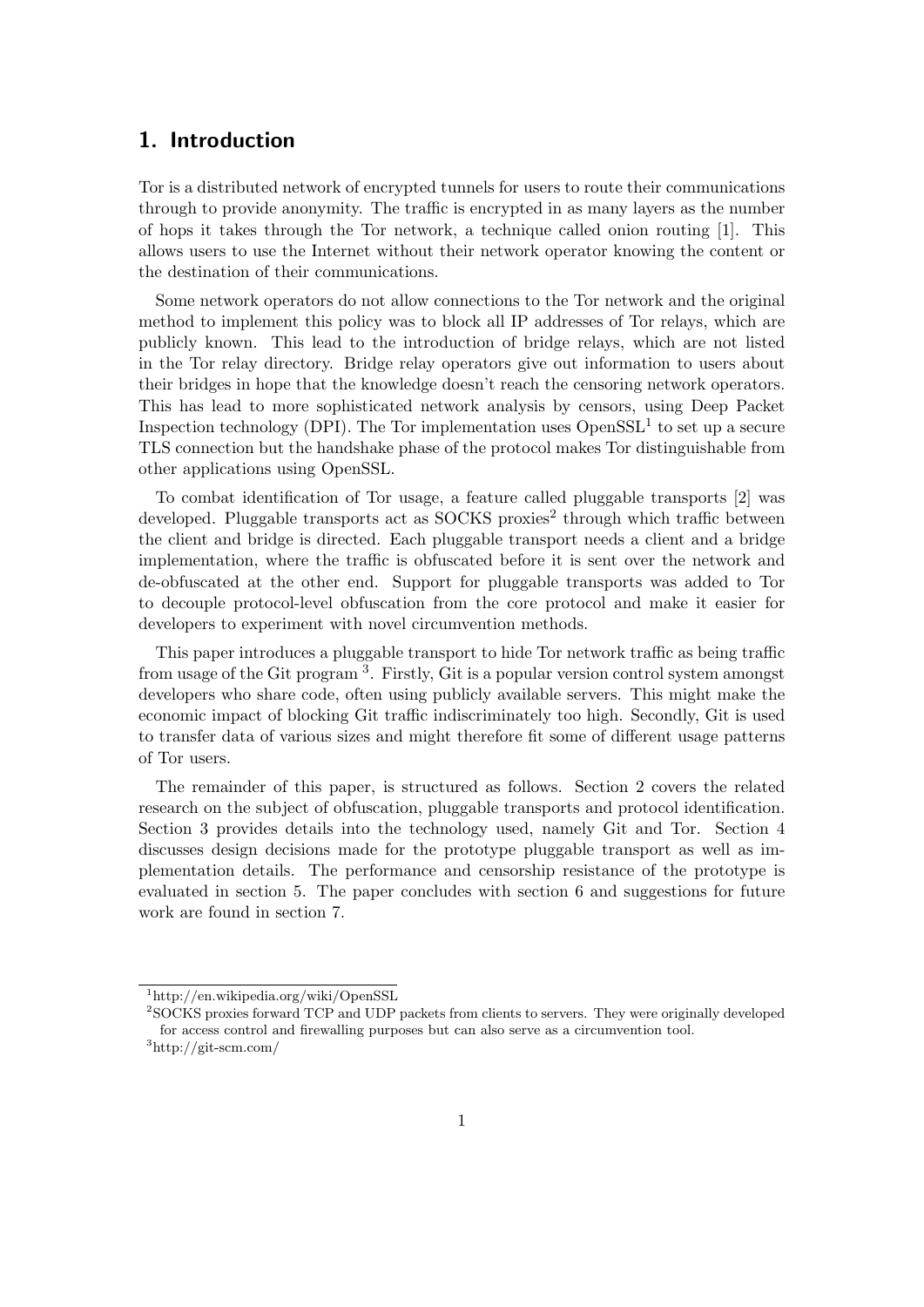# 1. Introduction

Tor is a distributed network of encrypted tunnels for users to route their communications through to provide anonymity. The traffic is encrypted in as many layers as the number of hops it takes through the Tor network, a technique called onion routing [1]. This allows users to use the Internet without their network operator knowing the content or the destination of their communications.

Some network operators do not allow connections to the Tor network and the original method to implement this policy was to block all IP addresses of Tor relays, which are publicly known. This lead to the introduction of bridge relays, which are not listed in the Tor relay directory. Bridge relay operators give out information to users about their bridges in hope that the knowledge doesn't reach the censoring network operators. This has lead to more sophisticated network analysis by censors, using Deep Packet Inspection technology (DPI). The Tor implementation uses OpenSSL[1] to set up a secure TLS connection but the handshake phase of the protocol makes Tor distinguishable from other applications using OpenSSL.

To combat identification of Tor usage, a feature called pluggable transports [2] was developed. Pluggable transports act as SOCKS proxies[2] through which traffic between the client and bridge is directed. Each pluggable transport needs a client and a bridge implementation, where the traffic is obfuscated before it is sent over the network and de-obfuscated at the other end. Support for pluggable transports was added to Tor to decouple protocol-level obfuscation from the core protocol and make it easier for developers to experiment with novel circumvention methods.

This paper introduces a pluggable transport to hide Tor network traffic as being traffic from usage of the Git program [3]. Firstly, Git is a popular version control system amongst developers who share code, often using publicly available servers. This might make the economic impact of blocking Git traffic indiscriminately too high. Secondly, Git is used to transfer data of various sizes and might therefore fit some of different usage patterns of Tor users.

The remainder of this paper, is structured as follows. Section 2 covers the related research on the subject of obfuscation, pluggable transports and protocol identification. Section 3 provides details into the technology used, namely Git and Tor. Section 4 discusses design decisions made for the prototype pluggable transport as well as implementation details. The performance and censorship resistance of the prototype is evaluated in section 5. The paper concludes with section 6 and suggestions for future work are found in section 7.

---

[1] http://en.wikipedia.org/wiki/OpenSSL

[2] SOCKS proxies forward TCP and UDP packets from clients to servers. They were originally developed for access control and firewalling purposes but can also serve as a circumvention tool.

[3] http://git-scm.com/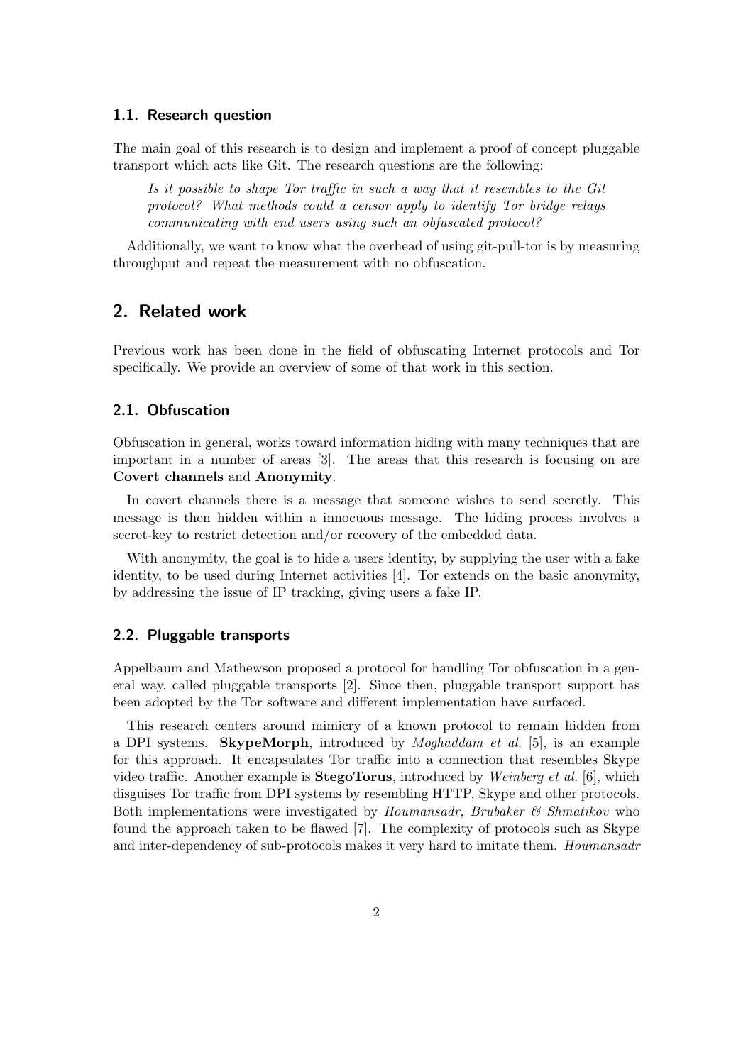### 1.1. Research question

The main goal of this research is to design and implement a proof of concept pluggable transport which acts like Git. The research questions are the following:

> *Is it possible to shape Tor traffic in such a way that it resembles to the Git protocol? What methods could a censor apply to identify Tor bridge relays communicating with end users using such an obfuscated protocol?*

Additionally, we want to know what the overhead of using git-pull-tor is by measuring throughput and repeat the measurement with no obfuscation.

## 2. Related work

Previous work has been done in the field of obfuscating Internet protocols and Tor specifically. We provide an overview of some of that work in this section.

### 2.1. Obfuscation

Obfuscation in general, works toward information hiding with many techniques that are important in a number of areas [3]. The areas that this research is focusing on are **Covert channels** and **Anonymity**.

In covert channels there is a message that someone wishes to send secretly. This message is then hidden within a innocuous message. The hiding process involves a secret-key to restrict detection and/or recovery of the embedded data.

With anonymity, the goal is to hide a users identity, by supplying the user with a fake identity, to be used during Internet activities [4]. Tor extends on the basic anonymity, by addressing the issue of IP tracking, giving users a fake IP.

### 2.2. Pluggable transports

Appelbaum and Mathewson proposed a protocol for handling Tor obfuscation in a general way, called pluggable transports [2]. Since then, pluggable transport support has been adopted by the Tor software and different implementation have surfaced.

This research centers around mimicry of a known protocol to remain hidden from a DPI systems. **SkypeMorph**, introduced by *Moghaddam et al.* [5], is an example for this approach. It encapsulates Tor traffic into a connection that resembles Skype video traffic. Another example is **StegoTorus**, introduced by *Weinberg et al.* [6], which disguises Tor traffic from DPI systems by resembling HTTP, Skype and other protocols. Both implementations were investigated by *Houmansadr, Brubaker & Shmatikov* who found the approach taken to be flawed [7]. The complexity of protocols such as Skype and inter-dependency of sub-protocols makes it very hard to imitate them. *Houmansadr*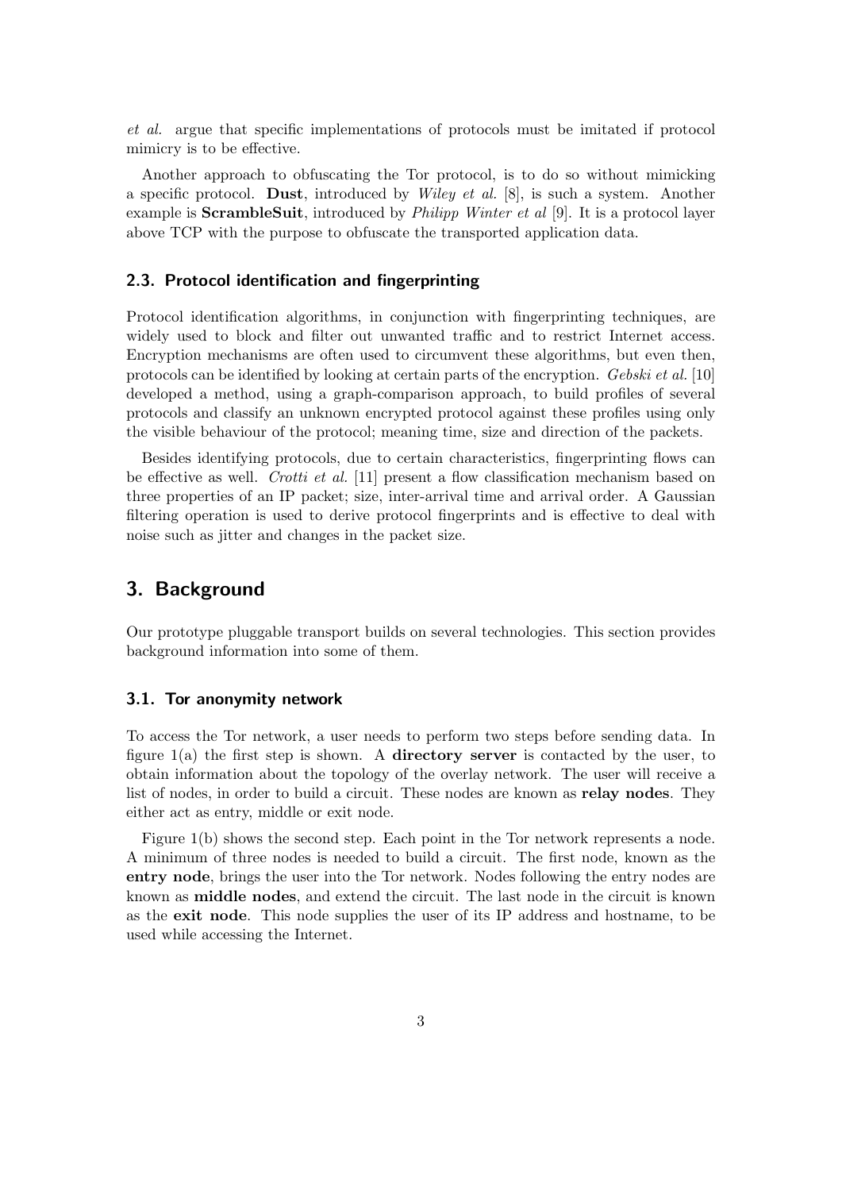*et al.* argue that specific implementations of protocols must be imitated if protocol mimicry is to be effective.

Another approach to obfuscating the Tor protocol, is to do so without mimicking a specific protocol. **Dust**, introduced by *Wiley et al.* [8], is such a system. Another example is **ScrambleSuit**, introduced by *Philipp Winter et al* [9]. It is a protocol layer above TCP with the purpose to obfuscate the transported application data.

### 2.3. Protocol identification and fingerprinting

Protocol identification algorithms, in conjunction with fingerprinting techniques, are widely used to block and filter out unwanted traffic and to restrict Internet access. Encryption mechanisms are often used to circumvent these algorithms, but even then, protocols can be identified by looking at certain parts of the encryption. *Gebski et al.* [10] developed a method, using a graph-comparison approach, to build profiles of several protocols and classify an unknown encrypted protocol against these profiles using only the visible behaviour of the protocol; meaning time, size and direction of the packets.

Besides identifying protocols, due to certain characteristics, fingerprinting flows can be effective as well. *Crotti et al.* [11] present a flow classification mechanism based on three properties of an IP packet; size, inter-arrival time and arrival order. A Gaussian filtering operation is used to derive protocol fingerprints and is effective to deal with noise such as jitter and changes in the packet size.

## 3. Background

Our prototype pluggable transport builds on several technologies. This section provides background information into some of them.

### 3.1. Tor anonymity network

To access the Tor network, a user needs to perform two steps before sending data. In figure 1(a) the first step is shown. A **directory server** is contacted by the user, to obtain information about the topology of the overlay network. The user will receive a list of nodes, in order to build a circuit. These nodes are known as **relay nodes**. They either act as entry, middle or exit node.

Figure 1(b) shows the second step. Each point in the Tor network represents a node. A minimum of three nodes is needed to build a circuit. The first node, known as the **entry node**, brings the user into the Tor network. Nodes following the entry nodes are known as **middle nodes**, and extend the circuit. The last node in the circuit is known as the **exit node**. This node supplies the user of its IP address and hostname, to be used while accessing the Internet.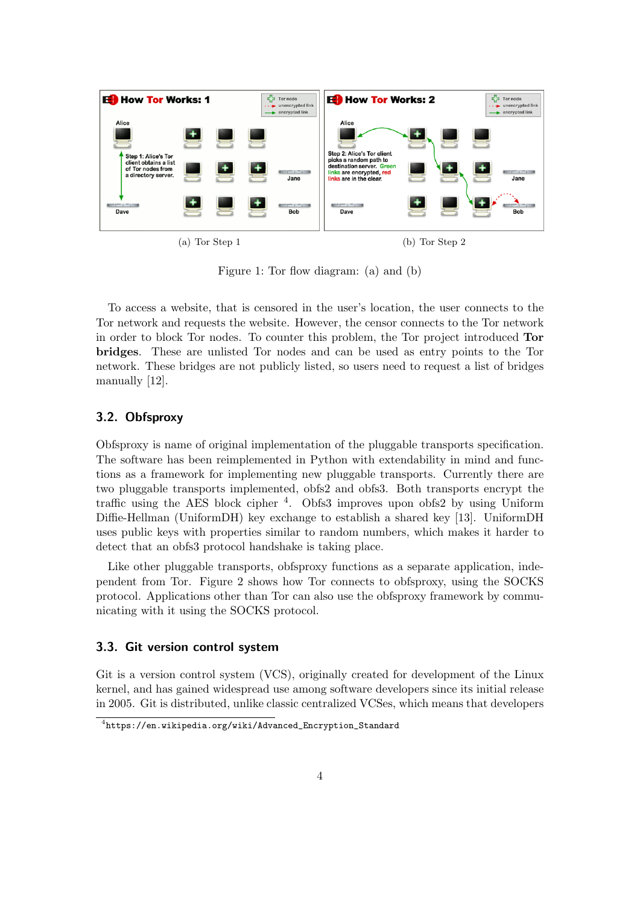(a) Tor Step 1

(b) Tor Step 2

Figure 1: Tor flow diagram: (a) and (b)

To access a website, that is censored in the user's location, the user connects to the Tor network and requests the website. However, the censor connects to the Tor network in order to block Tor nodes. To counter this problem, the Tor project introduced **Tor bridges**. These are unlisted Tor nodes and can be used as entry points to the Tor network. These bridges are not publicly listed, so users need to request a list of bridges manually [12].

### 3.2. Obfsproxy

Obfsproxy is name of original implementation of the pluggable transports specification. The software has been reimplemented in Python with extendability in mind and functions as a framework for implementing new pluggable transports. Currently there are two pluggable transports implemented, obfs2 and obfs3. Both transports encrypt the traffic using the AES block cipher [4]. Obfs3 improves upon obfs2 by using Uniform Diffie-Hellman (UniformDH) key exchange to establish a shared key [13]. UniformDH uses public keys with properties similar to random numbers, which makes it harder to detect that an obfs3 protocol handshake is taking place.

Like other pluggable transports, obfsproxy functions as a separate application, independent from Tor. Figure 2 shows how Tor connects to obfsproxy, using the SOCKS protocol. Applications other than Tor can also use the obfsproxy framework by communicating with it using the SOCKS protocol.

### 3.3. Git version control system

Git is a version control system (VCS), originally created for development of the Linux kernel, and has gained widespread use among software developers since its initial release in 2005. Git is distributed, unlike classic centralized VCSes, which means that developers

[4] https://en.wikipedia.org/wiki/Advanced_Encryption_Standard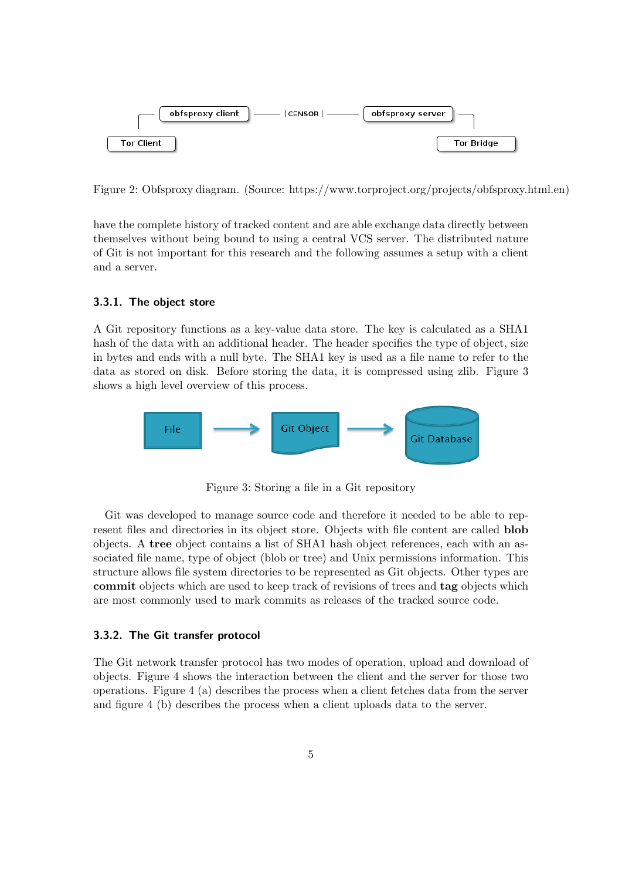Figure 2: Obfsproxy diagram. (Source: https://www.torproject.org/projects/obfsproxy.html.en)

have the complete history of tracked content and are able exchange data directly between themselves without being bound to using a central VCS server. The distributed nature of Git is not important for this research and the following assumes a setup with a client and a server.

### 3.3.1. The object store

A Git repository functions as a key-value data store. The key is calculated as a SHA1 hash of the data with an additional header. The header specifies the type of object, size in bytes and ends with a null byte. The SHA1 key is used as a file name to refer to the data as stored on disk. Before storing the data, it is compressed using zlib. Figure 3 shows a high level overview of this process.

Figure 3: Storing a file in a Git repository

Git was developed to manage source code and therefore it needed to be able to represent files and directories in its object store. Objects with file content are called **blob** objects. A **tree** object contains a list of SHA1 hash object references, each with an associated file name, type of object (blob or tree) and Unix permissions information. This structure allows file system directories to be represented as Git objects. Other types are **commit** objects which are used to keep track of revisions of trees and **tag** objects which are most commonly used to mark commits as releases of the tracked source code.

### 3.3.2. The Git transfer protocol

The Git network transfer protocol has two modes of operation, upload and download of objects. Figure 4 shows the interaction between the client and the server for those two operations. Figure 4 (a) describes the process when a client fetches data from the server and figure 4 (b) describes the process when a client uploads data to the server.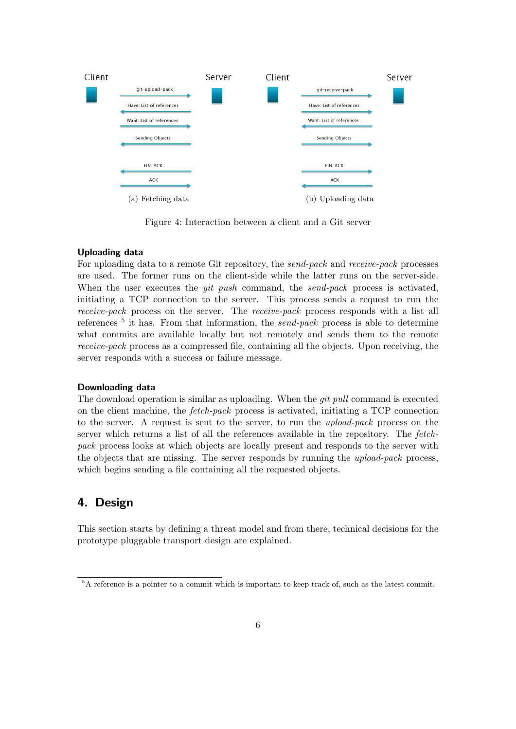Figure 4: Interaction between a client and a Git server

(a) Fetching data

(b) Uploading data

### Uploading data

For uploading data to a remote Git repository, the *send-pack* and *receive-pack* processes are used. The former runs on the client-side while the latter runs on the server-side. When the user executes the *git push* command, the *send-pack* process is activated, initiating a TCP connection to the server. This process sends a request to run the *receive-pack* process on the server. The *receive-pack* process responds with a list all references [5] it has. From that information, the *send-pack* process is able to determine what commits are available locally but not remotely and sends them to the remote *receive-pack* process as a compressed file, containing all the objects. Upon receiving, the server responds with a success or failure message.

### Downloading data

The download operation is similar as uploading. When the *git pull* command is executed on the client machine, the *fetch-pack* process is activated, initiating a TCP connection to the server. A request is sent to the server, to run the *upload-pack* process on the server which returns a list of all the references available in the repository. The *fetch-pack* process looks at which objects are locally present and responds to the server with the objects that are missing. The server responds by running the *upload-pack* process, which begins sending a file containing all the requested objects.

## 4. Design

This section starts by defining a threat model and from there, technical decisions for the prototype pluggable transport design are explained.

[5] A reference is a pointer to a commit which is important to keep track of, such as the latest commit.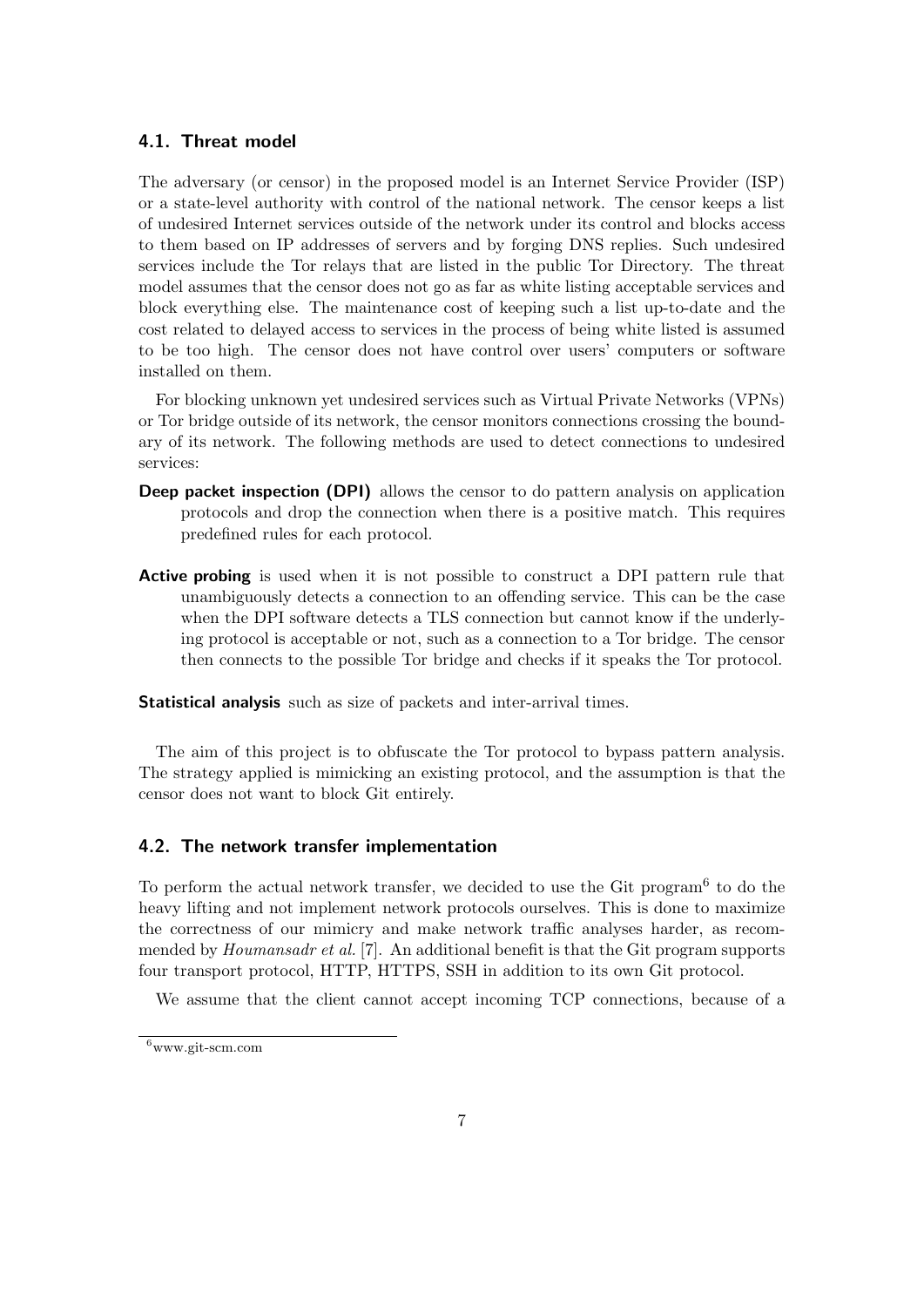### 4.1. Threat model

The adversary (or censor) in the proposed model is an Internet Service Provider (ISP) or a state-level authority with control of the national network. The censor keeps a list of undesired Internet services outside of the network under its control and blocks access to them based on IP addresses of servers and by forging DNS replies. Such undesired services include the Tor relays that are listed in the public Tor Directory. The threat model assumes that the censor does not go as far as white listing acceptable services and block everything else. The maintenance cost of keeping such a list up-to-date and the cost related to delayed access to services in the process of being white listed is assumed to be too high. The censor does not have control over users' computers or software installed on them.

For blocking unknown yet undesired services such as Virtual Private Networks (VPNs) or Tor bridge outside of its network, the censor monitors connections crossing the boundary of its network. The following methods are used to detect connections to undesired services:

**Deep packet inspection (DPI)** allows the censor to do pattern analysis on application protocols and drop the connection when there is a positive match. This requires predefined rules for each protocol.

**Active probing** is used when it is not possible to construct a DPI pattern rule that unambiguously detects a connection to an offending service. This can be the case when the DPI software detects a TLS connection but cannot know if the underlying protocol is acceptable or not, such as a connection to a Tor bridge. The censor then connects to the possible Tor bridge and checks if it speaks the Tor protocol.

**Statistical analysis** such as size of packets and inter-arrival times.

The aim of this project is to obfuscate the Tor protocol to bypass pattern analysis. The strategy applied is mimicking an existing protocol, and the assumption is that the censor does not want to block Git entirely.

### 4.2. The network transfer implementation

To perform the actual network transfer, we decided to use the Git program[6] to do the heavy lifting and not implement network protocols ourselves. This is done to maximize the correctness of our mimicry and make network traffic analyses harder, as recommended by *Houmansadr et al.* [7]. An additional benefit is that the Git program supports four transport protocol, HTTP, HTTPS, SSH in addition to its own Git protocol.

We assume that the client cannot accept incoming TCP connections, because of a

[6] www.git-scm.com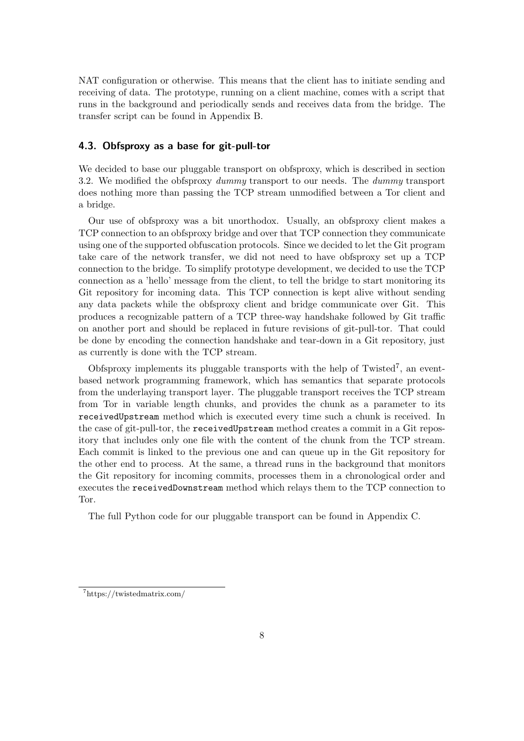NAT configuration or otherwise. This means that the client has to initiate sending and receiving of data. The prototype, running on a client machine, comes with a script that runs in the background and periodically sends and receives data from the bridge. The transfer script can be found in Appendix B.

### 4.3. Obfsproxy as a base for git-pull-tor

We decided to base our pluggable transport on obfsproxy, which is described in section 3.2. We modified the obfsproxy *dummy* transport to our needs. The *dummy* transport does nothing more than passing the TCP stream unmodified between a Tor client and a bridge.

Our use of obfsproxy was a bit unorthodox. Usually, an obfsproxy client makes a TCP connection to an obfsproxy bridge and over that TCP connection they communicate using one of the supported obfuscation protocols. Since we decided to let the Git program take care of the network transfer, we did not need to have obfsproxy set up a TCP connection to the bridge. To simplify prototype development, we decided to use the TCP connection as a 'hello' message from the client, to tell the bridge to start monitoring its Git repository for incoming data. This TCP connection is kept alive without sending any data packets while the obfsproxy client and bridge communicate over Git. This produces a recognizable pattern of a TCP three-way handshake followed by Git traffic on another port and should be replaced in future revisions of git-pull-tor. That could be done by encoding the connection handshake and tear-down in a Git repository, just as currently is done with the TCP stream.

Obfsproxy implements its pluggable transports with the help of Twisted[7], an event-based network programming framework, which has semantics that separate protocols from the underlaying transport layer. The pluggable transport receives the TCP stream from Tor in variable length chunks, and provides the chunk as a parameter to its `receivedUpstream` method which is executed every time such a chunk is received. In the case of git-pull-tor, the `receivedUpstream` method creates a commit in a Git repository that includes only one file with the content of the chunk from the TCP stream. Each commit is linked to the previous one and can queue up in the Git repository for the other end to process. At the same, a thread runs in the background that monitors the Git repository for incoming commits, processes them in a chronological order and executes the `receivedDownstream` method which relays them to the TCP connection to Tor.

The full Python code for our pluggable transport can be found in Appendix C.

[7] https://twistedmatrix.com/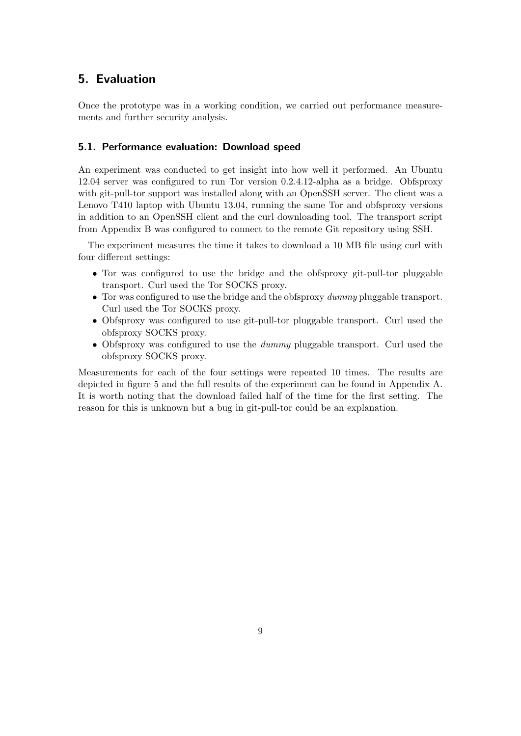# 5. Evaluation

Once the prototype was in a working condition, we carried out performance measurements and further security analysis.

## 5.1. Performance evaluation: Download speed

An experiment was conducted to get insight into how well it performed. An Ubuntu 12.04 server was configured to run Tor version 0.2.4.12-alpha as a bridge. Obfsproxy with git-pull-tor support was installed along with an OpenSSH server. The client was a Lenovo T410 laptop with Ubuntu 13.04, running the same Tor and obfsproxy versions in addition to an OpenSSH client and the curl downloading tool. The transport script from Appendix B was configured to connect to the remote Git repository using SSH.

The experiment measures the time it takes to download a 10 MB file using curl with four different settings:

- Tor was configured to use the bridge and the obfsproxy git-pull-tor pluggable transport. Curl used the Tor SOCKS proxy.
- Tor was configured to use the bridge and the obfsproxy *dummy* pluggable transport. Curl used the Tor SOCKS proxy.
- Obfsproxy was configured to use git-pull-tor pluggable transport. Curl used the obfsproxy SOCKS proxy.
- Obfsproxy was configured to use the *dummy* pluggable transport. Curl used the obfsproxy SOCKS proxy.

Measurements for each of the four settings were repeated 10 times. The results are depicted in figure 5 and the full results of the experiment can be found in Appendix A. It is worth noting that the download failed half of the time for the first setting. The reason for this is unknown but a bug in git-pull-tor could be an explanation.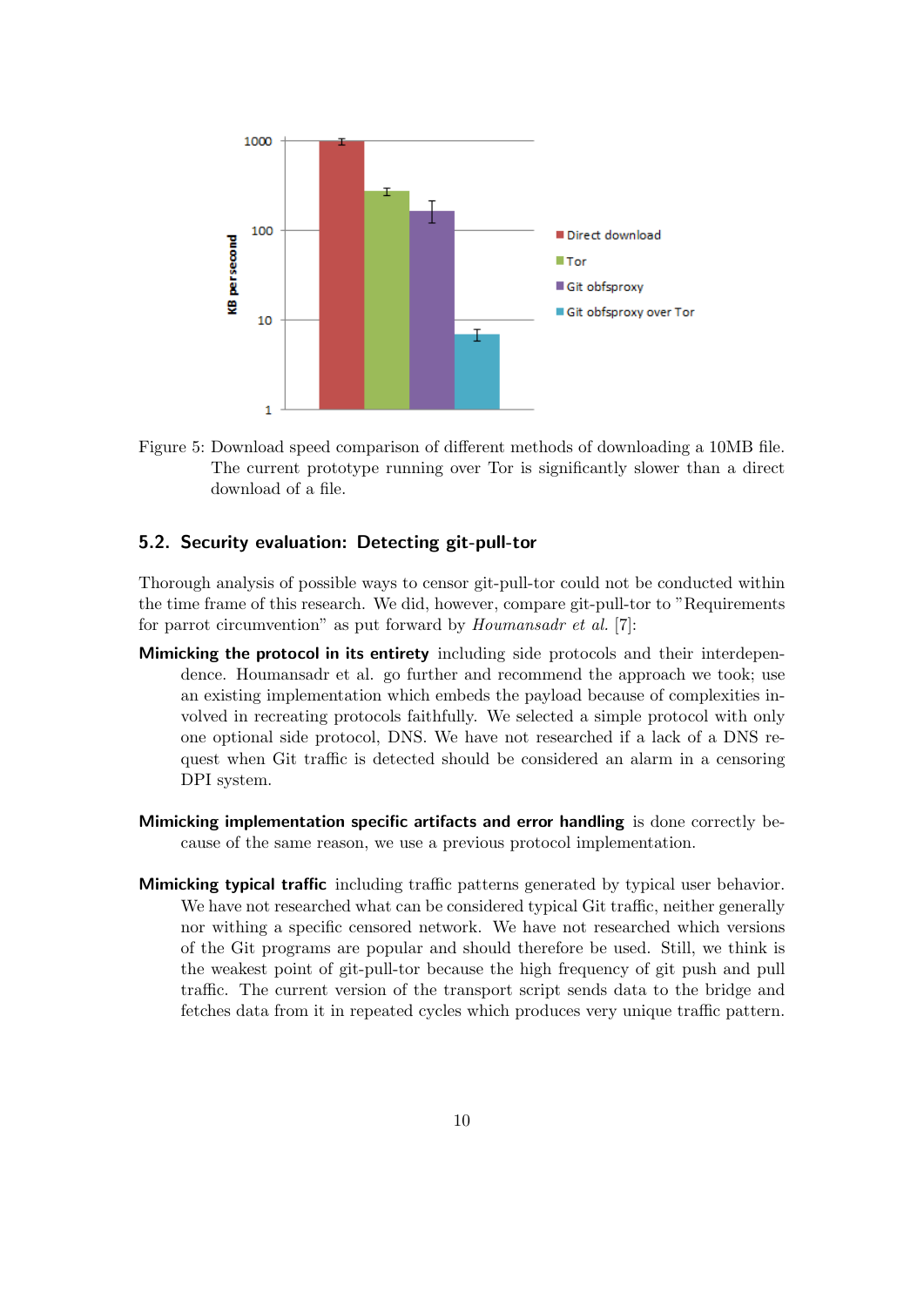Figure 5: Download speed comparison of different methods of downloading a 10MB file. The current prototype running over Tor is significantly slower than a direct download of a file.

### 5.2. Security evaluation: Detecting git-pull-tor

Thorough analysis of possible ways to censor git-pull-tor could not be conducted within the time frame of this research. We did, however, compare git-pull-tor to "Requirements for parrot circumvention" as put forward by *Houmansadr et al.* [7]:

**Mimicking the protocol in its entirety** including side protocols and their interdependence. Houmansadr et al. go further and recommend the approach we took; use an existing implementation which embeds the payload because of complexities involved in recreating protocols faithfully. We selected a simple protocol with only one optional side protocol, DNS. We have not researched if a lack of a DNS request when Git traffic is detected should be considered an alarm in a censoring DPI system.

**Mimicking implementation specific artifacts and error handling** is done correctly because of the same reason, we use a previous protocol implementation.

**Mimicking typical traffic** including traffic patterns generated by typical user behavior. We have not researched what can be considered typical Git traffic, neither generally nor withing a specific censored network. We have not researched which versions of the Git programs are popular and should therefore be used. Still, we think is the weakest point of git-pull-tor because the high frequency of git push and pull traffic. The current version of the transport script sends data to the bridge and fetches data from it in repeated cycles which produces very unique traffic pattern.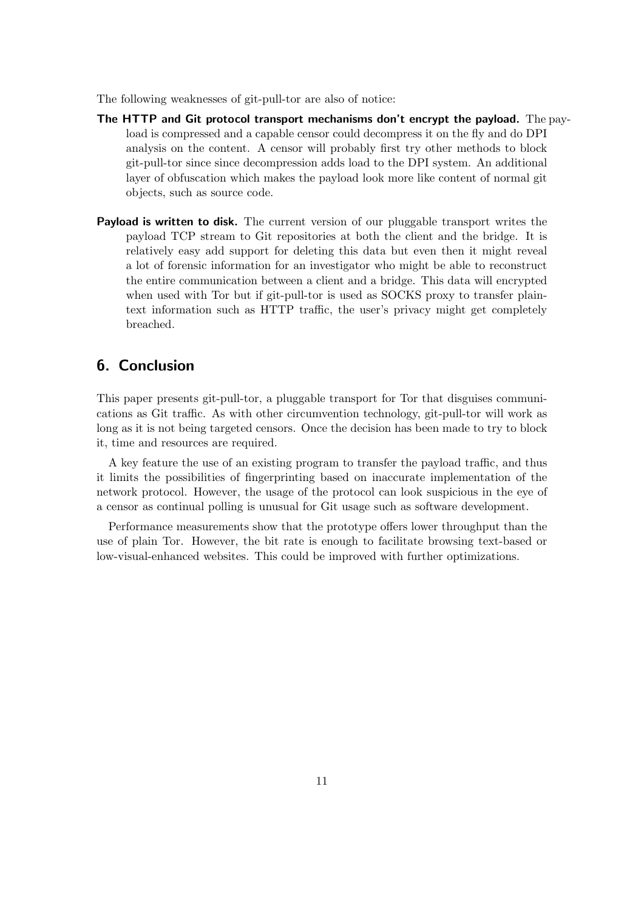The following weaknesses of git-pull-tor are also of notice:

**The HTTP and Git protocol transport mechanisms don't encrypt the payload.** The payload is compressed and a capable censor could decompress it on the fly and do DPI analysis on the content. A censor will probably first try other methods to block git-pull-tor since since decompression adds load to the DPI system. An additional layer of obfuscation which makes the payload look more like content of normal git objects, such as source code.

**Payload is written to disk.** The current version of our pluggable transport writes the payload TCP stream to Git repositories at both the client and the bridge. It is relatively easy add support for deleting this data but even then it might reveal a lot of forensic information for an investigator who might be able to reconstruct the entire communication between a client and a bridge. This data will encrypted when used with Tor but if git-pull-tor is used as SOCKS proxy to transfer plaintext information such as HTTP traffic, the user's privacy might get completely breached.

## 6. Conclusion

This paper presents git-pull-tor, a pluggable transport for Tor that disguises communications as Git traffic. As with other circumvention technology, git-pull-tor will work as long as it is not being targeted censors. Once the decision has been made to try to block it, time and resources are required.

A key feature the use of an existing program to transfer the payload traffic, and thus it limits the possibilities of fingerprinting based on inaccurate implementation of the network protocol. However, the usage of the protocol can look suspicious in the eye of a censor as continual polling is unusual for Git usage such as software development.

Performance measurements show that the prototype offers lower throughput than the use of plain Tor. However, the bit rate is enough to facilitate browsing text-based or low-visual-enhanced websites. This could be improved with further optimizations.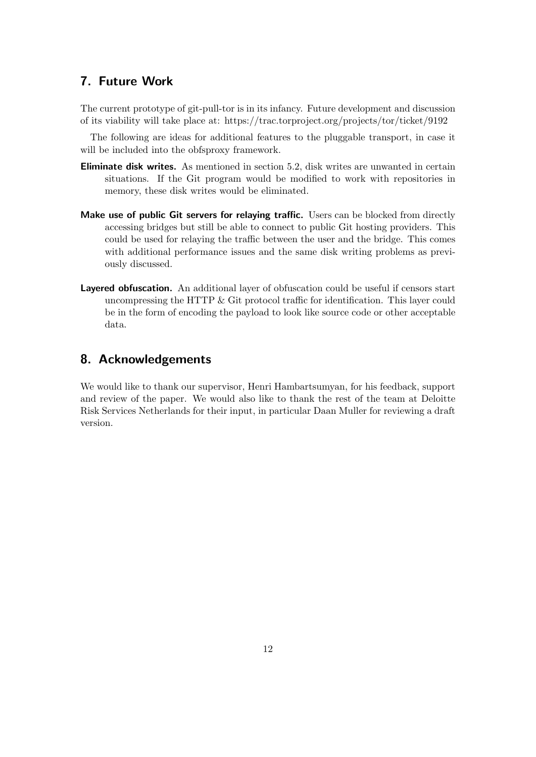## 7. Future Work

The current prototype of git-pull-tor is in its infancy. Future development and discussion of its viability will take place at: https://trac.torproject.org/projects/tor/ticket/9192

The following are ideas for additional features to the pluggable transport, in case it will be included into the obfsproxy framework.

**Eliminate disk writes.** As mentioned in section 5.2, disk writes are unwanted in certain situations. If the Git program would be modified to work with repositories in memory, these disk writes would be eliminated.

**Make use of public Git servers for relaying traffic.** Users can be blocked from directly accessing bridges but still be able to connect to public Git hosting providers. This could be used for relaying the traffic between the user and the bridge. This comes with additional performance issues and the same disk writing problems as previously discussed.

**Layered obfuscation.** An additional layer of obfuscation could be useful if censors start uncompressing the HTTP & Git protocol traffic for identification. This layer could be in the form of encoding the payload to look like source code or other acceptable data.

## 8. Acknowledgements

We would like to thank our supervisor, Henri Hambartsumyan, for his feedback, support and review of the paper. We would also like to thank the rest of the team at Deloitte Risk Services Netherlands for their input, in particular Daan Muller for reviewing a draft version.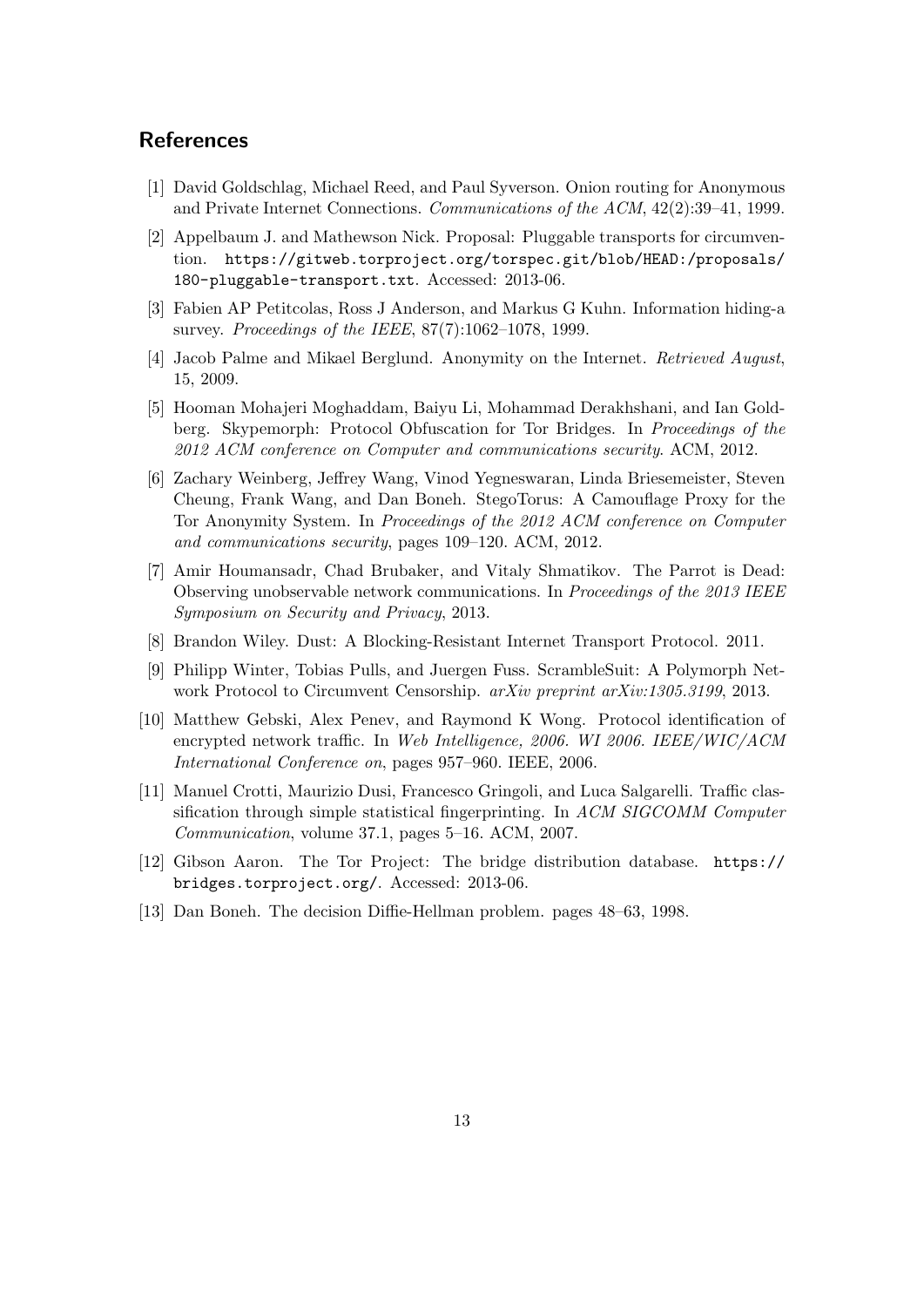## References

[1] David Goldschlag, Michael Reed, and Paul Syverson. Onion routing for Anonymous and Private Internet Connections. *Communications of the ACM*, 42(2):39–41, 1999.

[2] Appelbaum J. and Mathewson Nick. Proposal: Pluggable transports for circumvention. `https://gitweb.torproject.org/torspec.git/blob/HEAD:/proposals/180-pluggable-transport.txt`. Accessed: 2013-06.

[3] Fabien AP Petitcolas, Ross J Anderson, and Markus G Kuhn. Information hiding-a survey. *Proceedings of the IEEE*, 87(7):1062–1078, 1999.

[4] Jacob Palme and Mikael Berglund. Anonymity on the Internet. *Retrieved August*, 15, 2009.

[5] Hooman Mohajeri Moghaddam, Baiyu Li, Mohammad Derakhshani, and Ian Goldberg. Skypemorph: Protocol Obfuscation for Tor Bridges. In *Proceedings of the 2012 ACM conference on Computer and communications security*. ACM, 2012.

[6] Zachary Weinberg, Jeffrey Wang, Vinod Yegneswaran, Linda Briesemeister, Steven Cheung, Frank Wang, and Dan Boneh. StegoTorus: A Camouflage Proxy for the Tor Anonymity System. In *Proceedings of the 2012 ACM conference on Computer and communications security*, pages 109–120. ACM, 2012.

[7] Amir Houmansadr, Chad Brubaker, and Vitaly Shmatikov. The Parrot is Dead: Observing unobservable network communications. In *Proceedings of the 2013 IEEE Symposium on Security and Privacy*, 2013.

[8] Brandon Wiley. Dust: A Blocking-Resistant Internet Transport Protocol. 2011.

[9] Philipp Winter, Tobias Pulls, and Juergen Fuss. ScrambleSuit: A Polymorph Network Protocol to Circumvent Censorship. *arXiv preprint arXiv:1305.3199*, 2013.

[10] Matthew Gebski, Alex Penev, and Raymond K Wong. Protocol identification of encrypted network traffic. In *Web Intelligence, 2006. WI 2006. IEEE/WIC/ACM International Conference on*, pages 957–960. IEEE, 2006.

[11] Manuel Crotti, Maurizio Dusi, Francesco Gringoli, and Luca Salgarelli. Traffic classification through simple statistical fingerprinting. In *ACM SIGCOMM Computer Communication*, volume 37.1, pages 5–16. ACM, 2007.

[12] Gibson Aaron. The Tor Project: The bridge distribution database. `https://bridges.torproject.org/`. Accessed: 2013-06.

[13] Dan Boneh. The decision Diffie-Hellman problem. pages 48–63, 1998.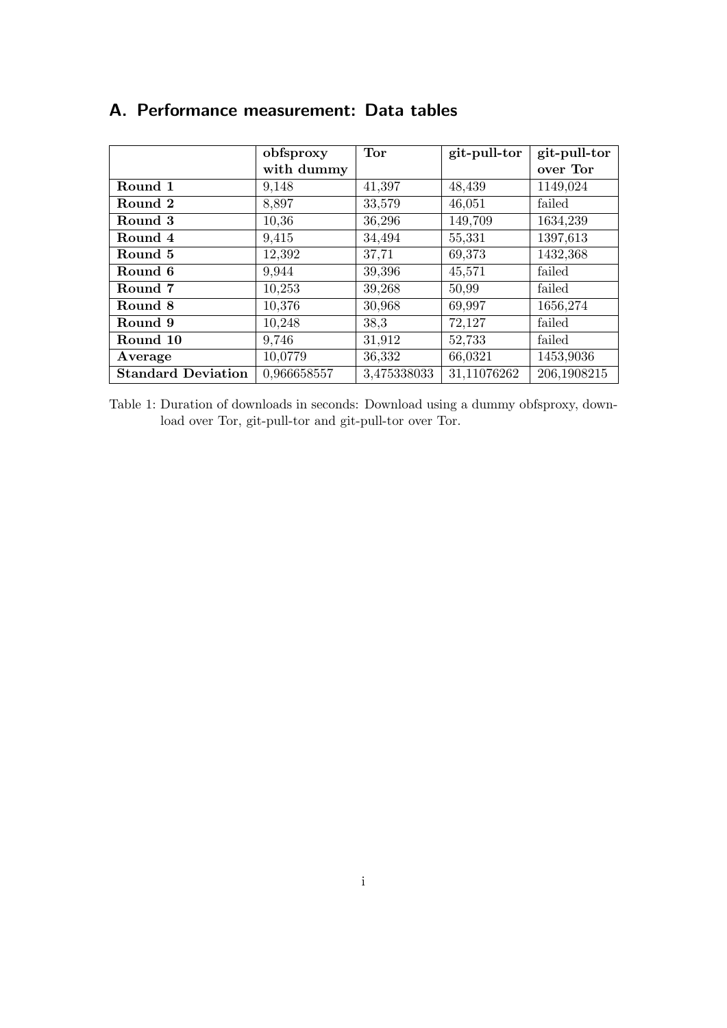# A. Performance measurement: Data tables

| | obfsproxy with dummy | Tor | git-pull-tor | git-pull-tor over Tor |
|---|---|---|---|---|
| **Round 1** | 9,148 | 41,397 | 48,439 | 1149,024 |
| **Round 2** | 8,897 | 33,579 | 46,051 | failed |
| **Round 3** | 10,36 | 36,296 | 149,709 | 1634,239 |
| **Round 4** | 9,415 | 34,494 | 55,331 | 1397,613 |
| **Round 5** | 12,392 | 37,71 | 69,373 | 1432,368 |
| **Round 6** | 9,944 | 39,396 | 45,571 | failed |
| **Round 7** | 10,253 | 39,268 | 50,99 | failed |
| **Round 8** | 10,376 | 30,968 | 69,997 | 1656,274 |
| **Round 9** | 10,248 | 38,3 | 72,127 | failed |
| **Round 10** | 9,746 | 31,912 | 52,733 | failed |
| **Average** | 10,0779 | 36,332 | 66,0321 | 1453,9036 |
| **Standard Deviation** | 0,966658557 | 3,475338033 | 31,11076262 | 206,1908215 |

Table 1: Duration of downloads in seconds: Download using a dummy obfsproxy, download over Tor, git-pull-tor and git-pull-tor over Tor.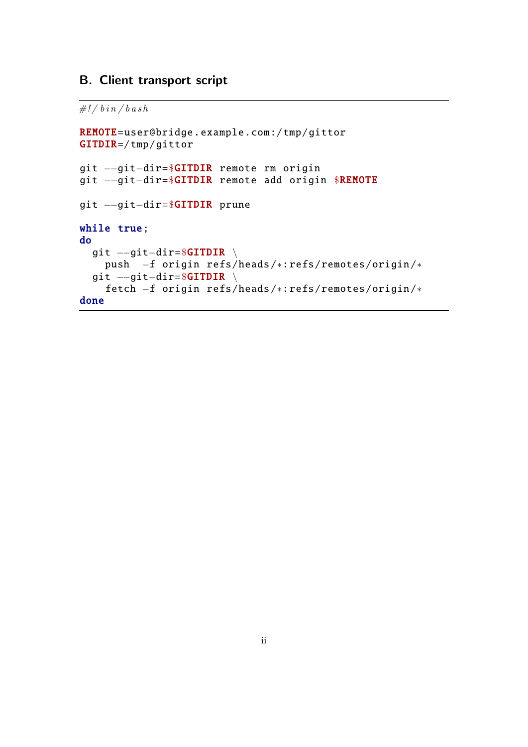## B. Client transport script

```bash
#!/bin/bash

REMOTE=user@bridge.example.com:/tmp/gittor
GITDIR=/tmp/gittor

git --git-dir=$GITDIR remote rm origin
git --git-dir=$GITDIR remote add origin $REMOTE

git --git-dir=$GITDIR prune

while true;
do
  git --git-dir=$GITDIR \
    push  -f origin refs/heads/*:refs/remotes/origin/*
  git --git-dir=$GITDIR \
    fetch -f origin refs/heads/*:refs/remotes/origin/*
done
```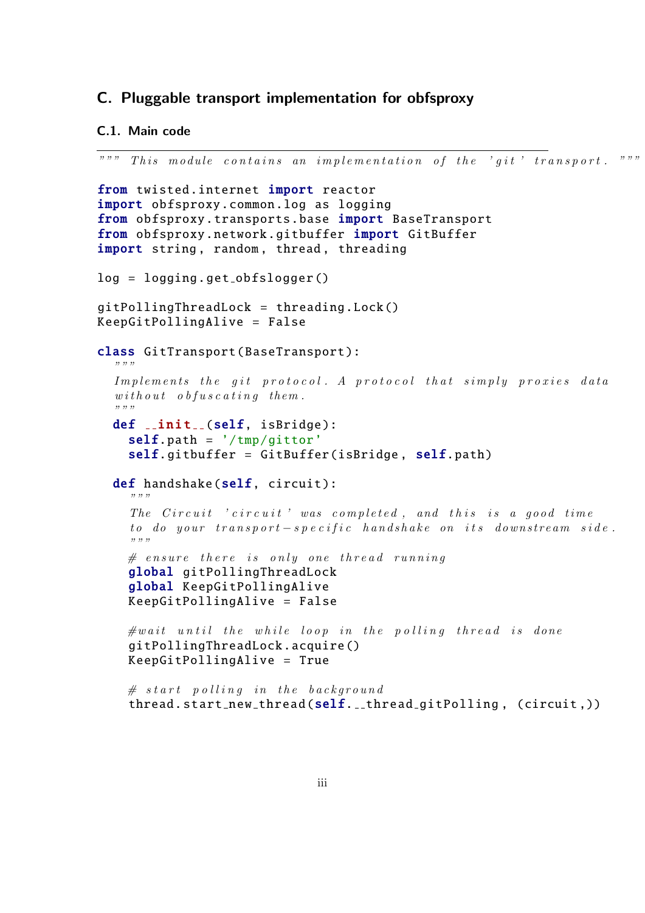## C. Pluggable transport implementation for obfsproxy

### C.1. Main code

```python
""" This module contains an implementation of the 'git' transport. """

from twisted.internet import reactor
import obfsproxy.common.log as logging
from obfsproxy.transports.base import BaseTransport
from obfsproxy.network.gitbuffer import GitBuffer
import string, random, thread, threading

log = logging.get_obfslogger()

gitPollingThreadLock = threading.Lock()
KeepGitPollingAlive = False

class GitTransport(BaseTransport):
  """
  Implements the git protocol. A protocol that simply proxies data
  without obfuscating them.
  """
  def __init__(self, isBridge):
    self.path = '/tmp/gittor'
    self.gitbuffer = GitBuffer(isBridge, self.path)

  def handshake(self, circuit):
    """
    The Circuit 'circuit' was completed, and this is a good time
    to do your transport-specific handshake on its downstream side.
    """
    # ensure there is only one thread running
    global gitPollingThreadLock
    global KeepGitPollingAlive
    KeepGitPollingAlive = False

    #wait until the while loop in the polling thread is done
    gitPollingThreadLock.acquire()
    KeepGitPollingAlive = True

    # start polling in the background
    thread.start_new_thread(self.__thread_gitPolling, (circuit,))
```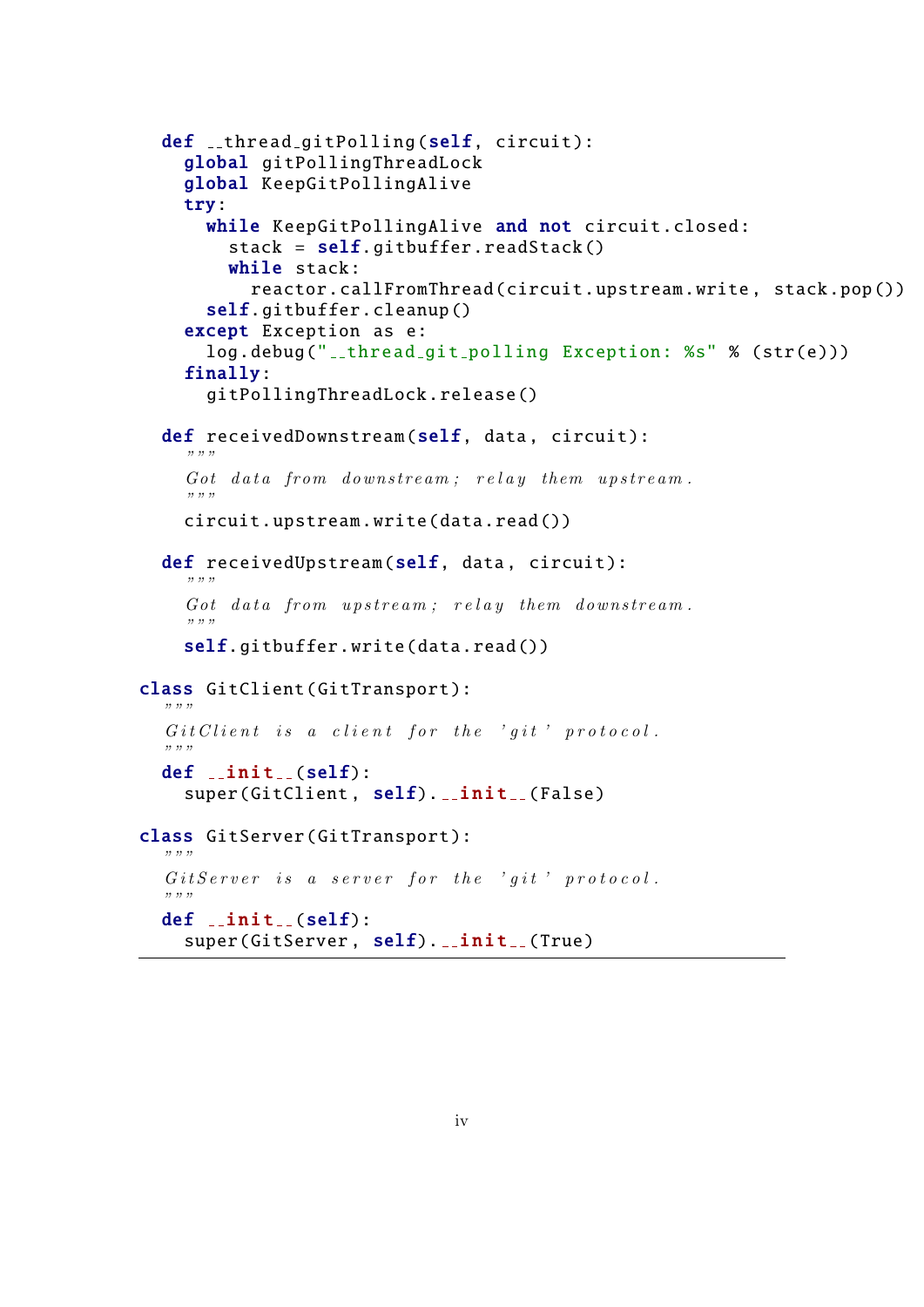```python
  def __thread_gitPolling(self, circuit):
    global gitPollingThreadLock
    global KeepGitPollingAlive
    try:
      while KeepGitPollingAlive and not circuit.closed:
        stack = self.gitbuffer.readStack()
        while stack:
          reactor.callFromThread(circuit.upstream.write, stack.pop())
      self.gitbuffer.cleanup()
    except Exception as e:
      log.debug("__thread_git_polling Exception: %s" % (str(e)))
    finally:
      gitPollingThreadLock.release()

  def receivedDownstream(self, data, circuit):
    """
    Got data from downstream; relay them upstream.
    """
    circuit.upstream.write(data.read())

  def receivedUpstream(self, data, circuit):
    """
    Got data from upstream; relay them downstream.
    """
    self.gitbuffer.write(data.read())

class GitClient(GitTransport):
  """
  GitClient is a client for the 'git' protocol.
  """
  def __init__(self):
    super(GitClient, self).__init__(False)

class GitServer(GitTransport):
  """
  GitServer is a server for the 'git' protocol.
  """
  def __init__(self):
    super(GitServer, self).__init__(True)
```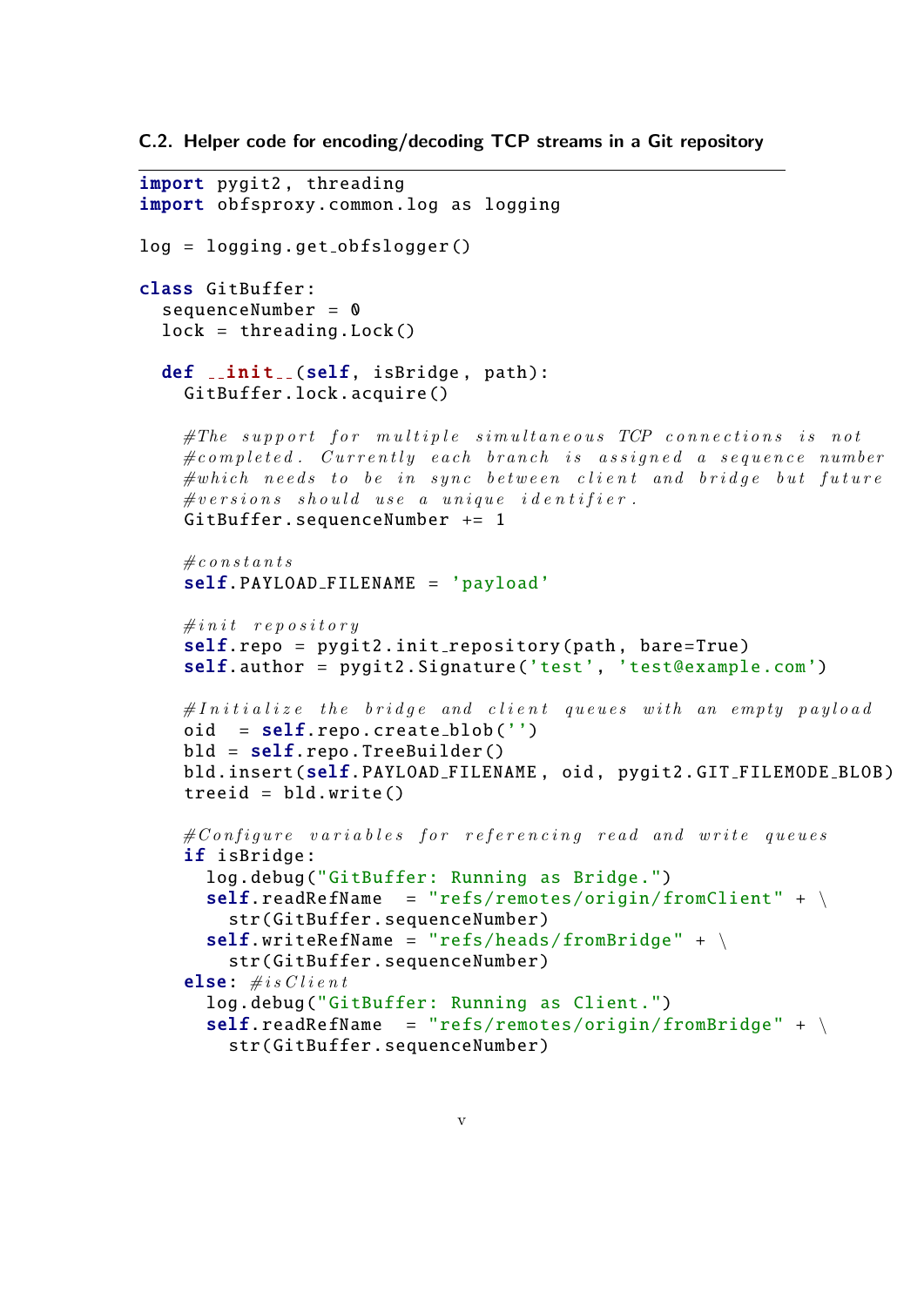### C.2. Helper code for encoding/decoding TCP streams in a Git repository

```
import pygit2, threading
import obfsproxy.common.log as logging

log = logging.get_obfslogger()

class GitBuffer:
  sequenceNumber = 0
  lock = threading.Lock()

  def __init__(self, isBridge, path):
    GitBuffer.lock.acquire()

    #The support for multiple simultaneous TCP connections is not
    #completed. Currently each branch is assigned a sequence number
    #which needs to be in sync between client and bridge but future
    #versions should use a unique identifier.
    GitBuffer.sequenceNumber += 1

    #constants
    self.PAYLOAD_FILENAME = 'payload'

    #init repository
    self.repo = pygit2.init_repository(path, bare=True)
    self.author = pygit2.Signature('test', 'test@example.com')

    #Initialize the bridge and client queues with an empty payload
    oid  = self.repo.create_blob('')
    bld = self.repo.TreeBuilder()
    bld.insert(self.PAYLOAD_FILENAME, oid, pygit2.GIT_FILEMODE_BLOB)
    treeid = bld.write()

    #Configure variables for referencing read and write queues
    if isBridge:
      log.debug("GitBuffer: Running as Bridge.")
      self.readRefName  = "refs/remotes/origin/fromClient" + \
        str(GitBuffer.sequenceNumber)
      self.writeRefName = "refs/heads/fromBridge" + \
        str(GitBuffer.sequenceNumber)
    else: #isClient
      log.debug("GitBuffer: Running as Client.")
      self.readRefName  = "refs/remotes/origin/fromBridge" + \
        str(GitBuffer.sequenceNumber)
```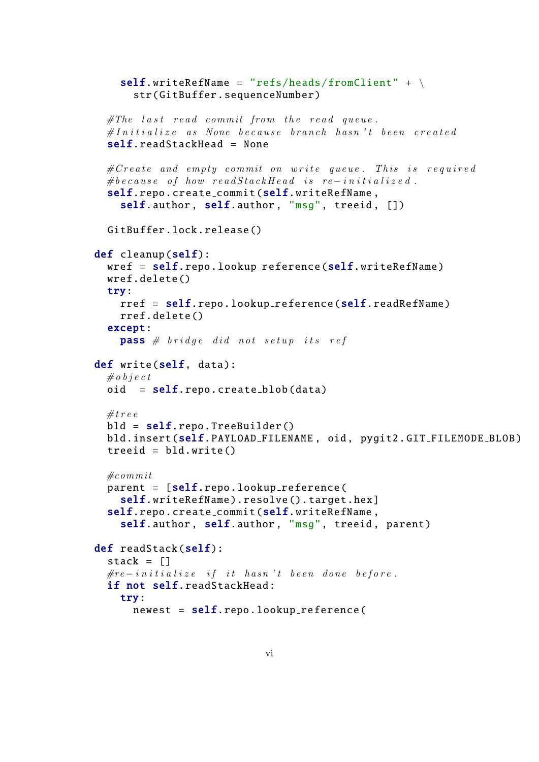```python
    self.writeRefName = "refs/heads/fromClient" + \
      str(GitBuffer.sequenceNumber)

  #The last read commit from the read queue.
  #Initialize as None because branch hasn't been created
  self.readStackHead = None

  #Create and empty commit on write queue. This is required
  #because of how readStackHead is re-initialized.
  self.repo.create_commit(self.writeRefName,
    self.author, self.author, "msg", treeid, [])

  GitBuffer.lock.release()

def cleanup(self):
  wref = self.repo.lookup_reference(self.writeRefName)
  wref.delete()
  try:
    rref = self.repo.lookup_reference(self.readRefName)
    rref.delete()
  except:
    pass # bridge did not setup its ref

def write(self, data):
  #object
  oid  = self.repo.create_blob(data)

  #tree
  bld = self.repo.TreeBuilder()
  bld.insert(self.PAYLOAD_FILENAME, oid, pygit2.GIT_FILEMODE_BLOB)
  treeid = bld.write()

  #commit
  parent = [self.repo.lookup_reference(
    self.writeRefName).resolve().target.hex]
  self.repo.create_commit(self.writeRefName,
    self.author, self.author, "msg", treeid, parent)

def readStack(self):
  stack = []
  #re-initialize if it hasn't been done before.
  if not self.readStackHead:
    try:
      newest = self.repo.lookup_reference(
```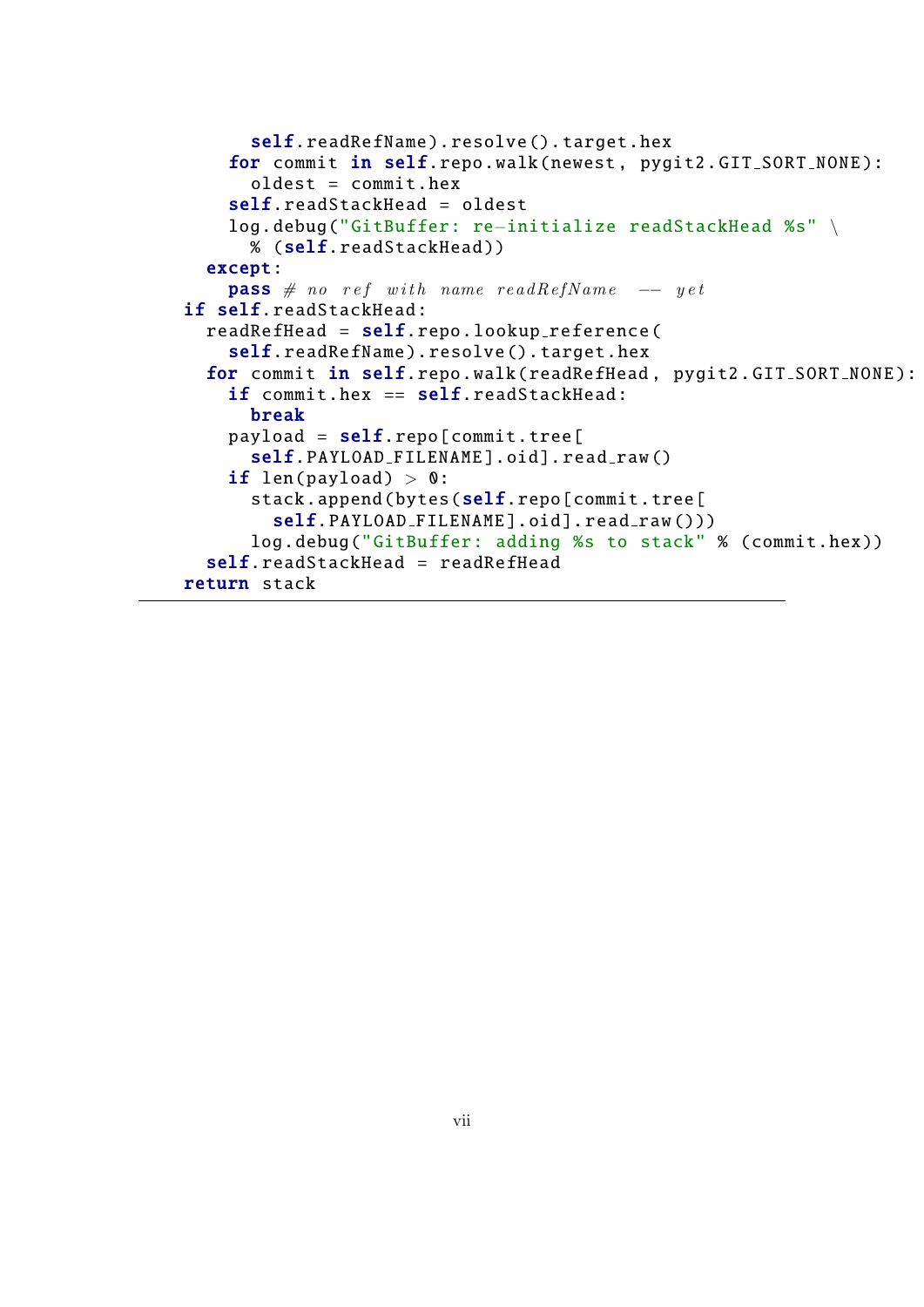```
        self.readRefName).resolve().target.hex
      for commit in self.repo.walk(newest, pygit2.GIT_SORT_NONE):
        oldest = commit.hex
      self.readStackHead = oldest
      log.debug("GitBuffer: re-initialize readStackHead %s" \
        % (self.readStackHead))
    except:
      pass # no ref with name readRefName -- yet
  if self.readStackHead:
    readRefHead = self.repo.lookup_reference(
      self.readRefName).resolve().target.hex
    for commit in self.repo.walk(readRefHead, pygit2.GIT_SORT_NONE):
      if commit.hex == self.readStackHead:
        break
      payload = self.repo[commit.tree[
        self.PAYLOAD_FILENAME].oid].read_raw()
      if len(payload) > 0:
        stack.append(bytes(self.repo[commit.tree[
          self.PAYLOAD_FILENAME].oid].read_raw()))
        log.debug("GitBuffer: adding %s to stack" % (commit.hex))
    self.readStackHead = readRefHead
  return stack
```